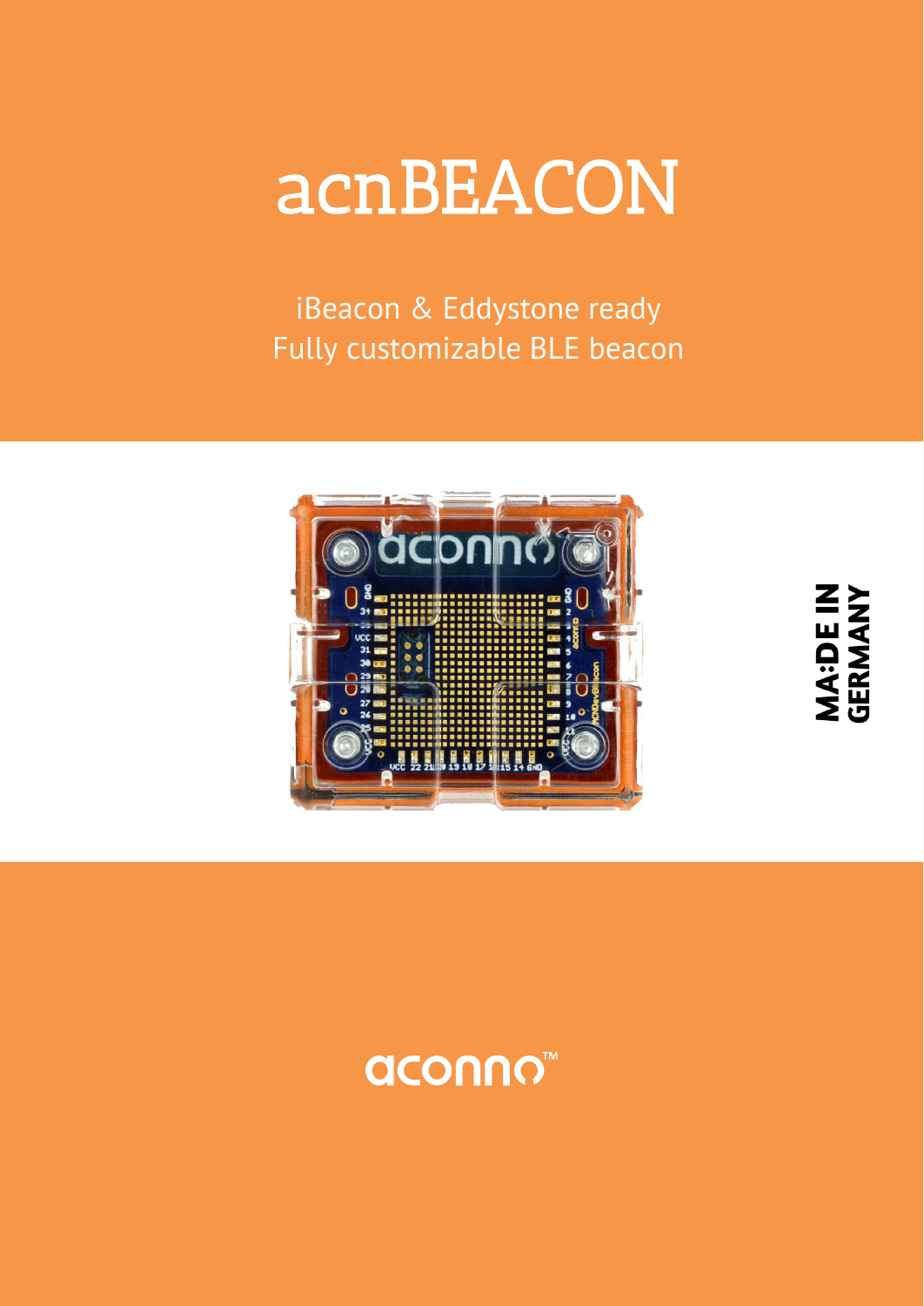# acnBEACON

iBeacon & Eddystone ready
Fully customizable BLE beacon

MA:DE IN GERMANY

aconno™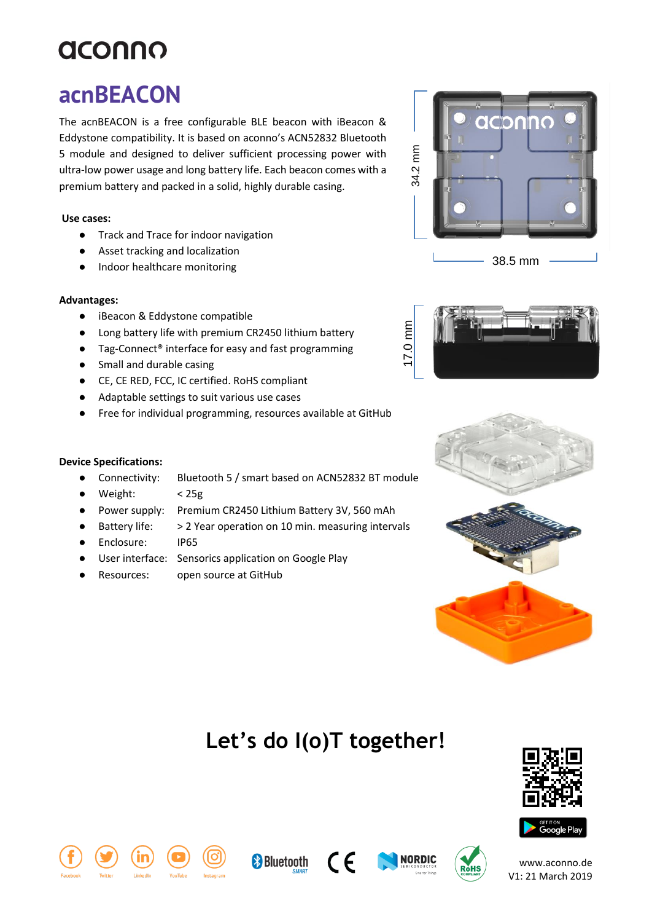# aconno

## acnBEACON

The acnBEACON is a free configurable BLE beacon with iBeacon & Eddystone compatibility. It is based on aconno's ACN52832 Bluetooth 5 module and designed to deliver sufficient processing power with ultra-low power usage and long battery life. Each beacon comes with a premium battery and packed in a solid, highly durable casing.

34.2 mm

38.5 mm

17.0 mm

**Use cases:**

- Track and Trace for indoor navigation
- Asset tracking and localization
- Indoor healthcare monitoring

**Advantages:**

- iBeacon & Eddystone compatible
- Long battery life with premium CR2450 lithium battery
- Tag-Connect® interface for easy and fast programming
- Small and durable casing
- CE, CE RED, FCC, IC certified. RoHS compliant
- Adaptable settings to suit various use cases
- Free for individual programming, resources available at GitHub

**Device Specifications:**

- Connectivity: Bluetooth 5 / smart based on ACN52832 BT module
- Weight: < 25g
- Power supply: Premium CR2450 Lithium Battery 3V, 560 mAh
- Battery life: > 2 Year operation on 10 min. measuring intervals
- Enclosure: IP65
- User interface: Sensorics application on Google Play
- Resources: open source at GitHub

## Let's do I(o)T together!

GET IT ON Google Play

Facebook Twitter LinkedIn YouTube Instagram

www.aconno.de
V1: 21 March 2019